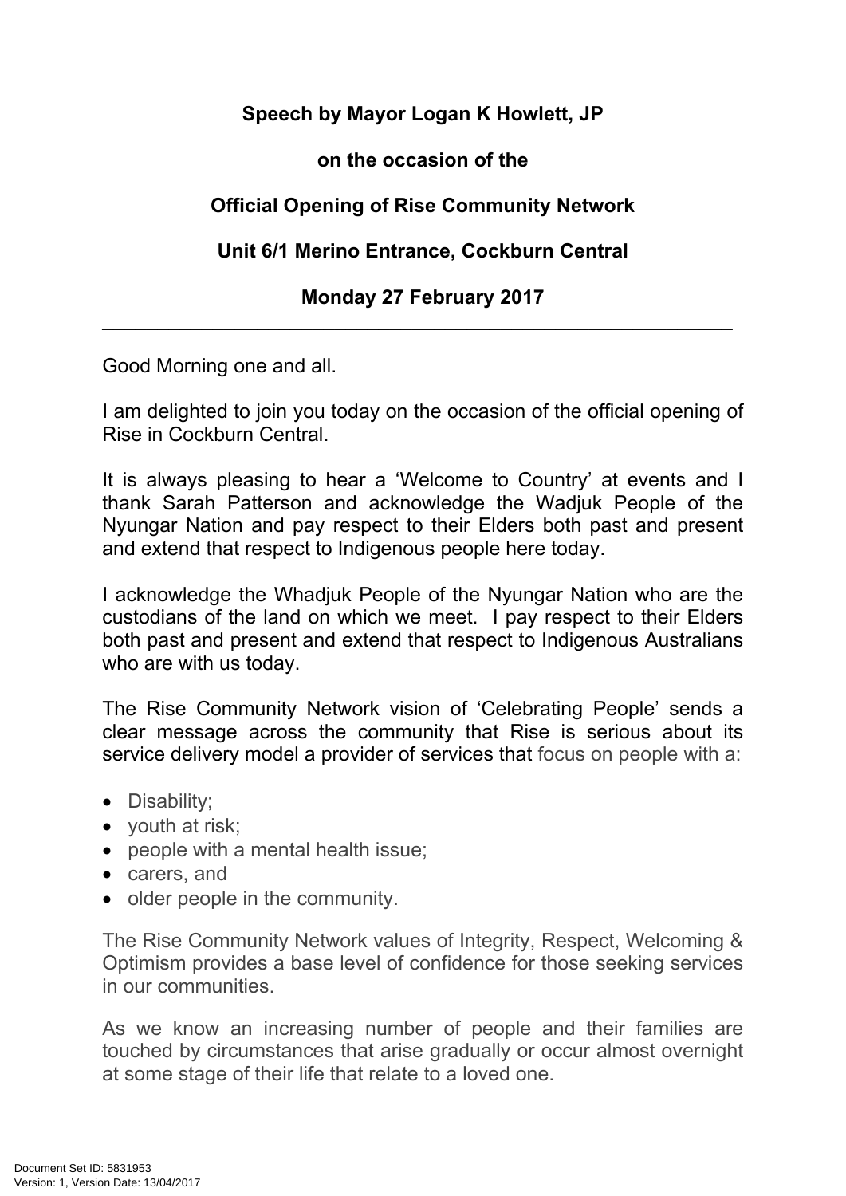**Speech by Mayor Logan K Howlett, JP**

**on the occasion of the**

**Official Opening of Rise Community Network**

**Unit 6/1 Merino Entrance, Cockburn Central**

**Monday 27 February 2017**

---

Good Morning one and all.

I am delighted to join you today on the occasion of the official opening of Rise in Cockburn Central.

It is always pleasing to hear a 'Welcome to Country' at events and I thank Sarah Patterson and acknowledge the Wadjuk People of the Nyungar Nation and pay respect to their Elders both past and present and extend that respect to Indigenous people here today.

I acknowledge the Whadjuk People of the Nyungar Nation who are the custodians of the land on which we meet. I pay respect to their Elders both past and present and extend that respect to Indigenous Australians who are with us today.

The Rise Community Network vision of 'Celebrating People' sends a clear message across the community that Rise is serious about its service delivery model a provider of services that focus on people with a:

- Disability;
- youth at risk;
- people with a mental health issue;
- carers, and
- older people in the community.

The Rise Community Network values of Integrity, Respect, Welcoming & Optimism provides a base level of confidence for those seeking services in our communities.

As we know an increasing number of people and their families are touched by circumstances that arise gradually or occur almost overnight at some stage of their life that relate to a loved one.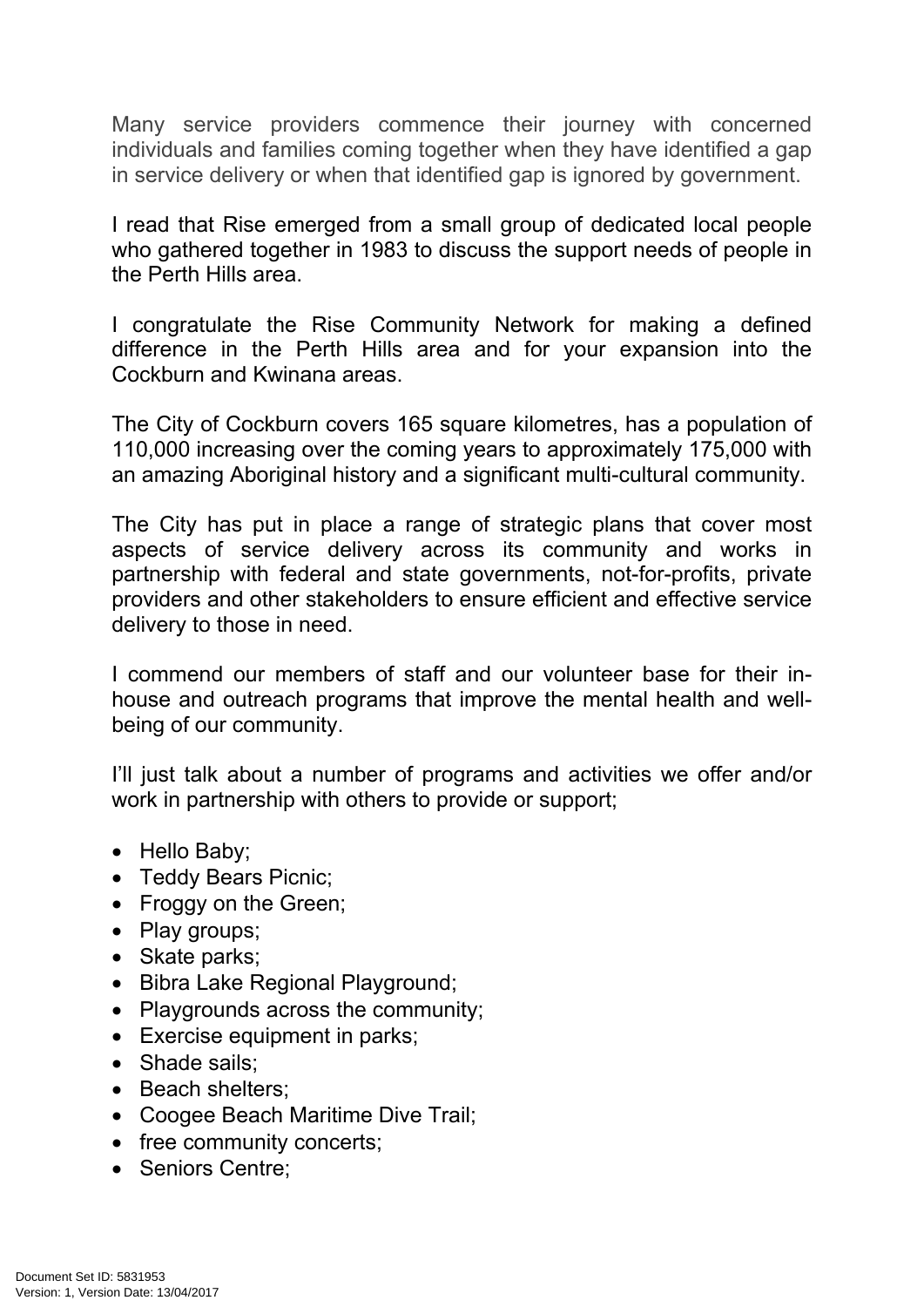Many service providers commence their journey with concerned individuals and families coming together when they have identified a gap in service delivery or when that identified gap is ignored by government.

I read that Rise emerged from a small group of dedicated local people who gathered together in 1983 to discuss the support needs of people in the Perth Hills area.

I congratulate the Rise Community Network for making a defined difference in the Perth Hills area and for your expansion into the Cockburn and Kwinana areas.

The City of Cockburn covers 165 square kilometres, has a population of 110,000 increasing over the coming years to approximately 175,000 with an amazing Aboriginal history and a significant multi-cultural community.

The City has put in place a range of strategic plans that cover most aspects of service delivery across its community and works in partnership with federal and state governments, not-for-profits, private providers and other stakeholders to ensure efficient and effective service delivery to those in need.

I commend our members of staff and our volunteer base for their in-house and outreach programs that improve the mental health and well-being of our community.

I'll just talk about a number of programs and activities we offer and/or work in partnership with others to provide or support;

- Hello Baby;
- Teddy Bears Picnic;
- Froggy on the Green;
- Play groups;
- Skate parks;
- Bibra Lake Regional Playground;
- Playgrounds across the community;
- Exercise equipment in parks;
- Shade sails;
- Beach shelters;
- Coogee Beach Maritime Dive Trail;
- free community concerts;
- Seniors Centre;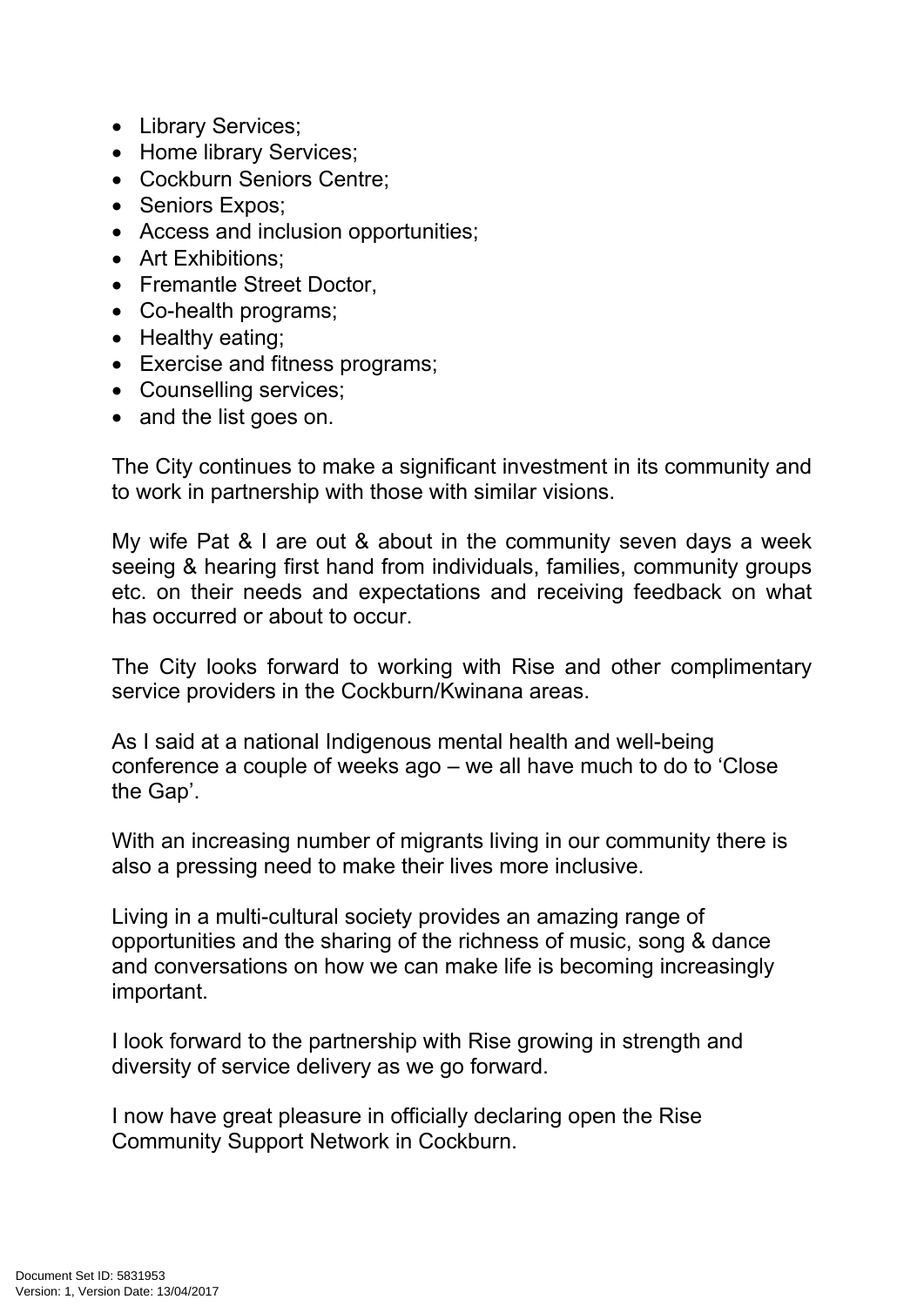- Library Services;
- Home library Services;
- Cockburn Seniors Centre;
- Seniors Expos;
- Access and inclusion opportunities;
- Art Exhibitions;
- Fremantle Street Doctor,
- Co-health programs;
- Healthy eating;
- Exercise and fitness programs;
- Counselling services;
- and the list goes on.

The City continues to make a significant investment in its community and to work in partnership with those with similar visions.

My wife Pat & I are out & about in the community seven days a week seeing & hearing first hand from individuals, families, community groups etc. on their needs and expectations and receiving feedback on what has occurred or about to occur.

The City looks forward to working with Rise and other complimentary service providers in the Cockburn/Kwinana areas.

As I said at a national Indigenous mental health and well-being conference a couple of weeks ago – we all have much to do to 'Close the Gap'.

With an increasing number of migrants living in our community there is also a pressing need to make their lives more inclusive.

Living in a multi-cultural society provides an amazing range of opportunities and the sharing of the richness of music, song & dance and conversations on how we can make life is becoming increasingly important.

I look forward to the partnership with Rise growing in strength and diversity of service delivery as we go forward.

I now have great pleasure in officially declaring open the Rise Community Support Network in Cockburn.

Document Set ID: 5831953
Version: 1, Version Date: 13/04/2017